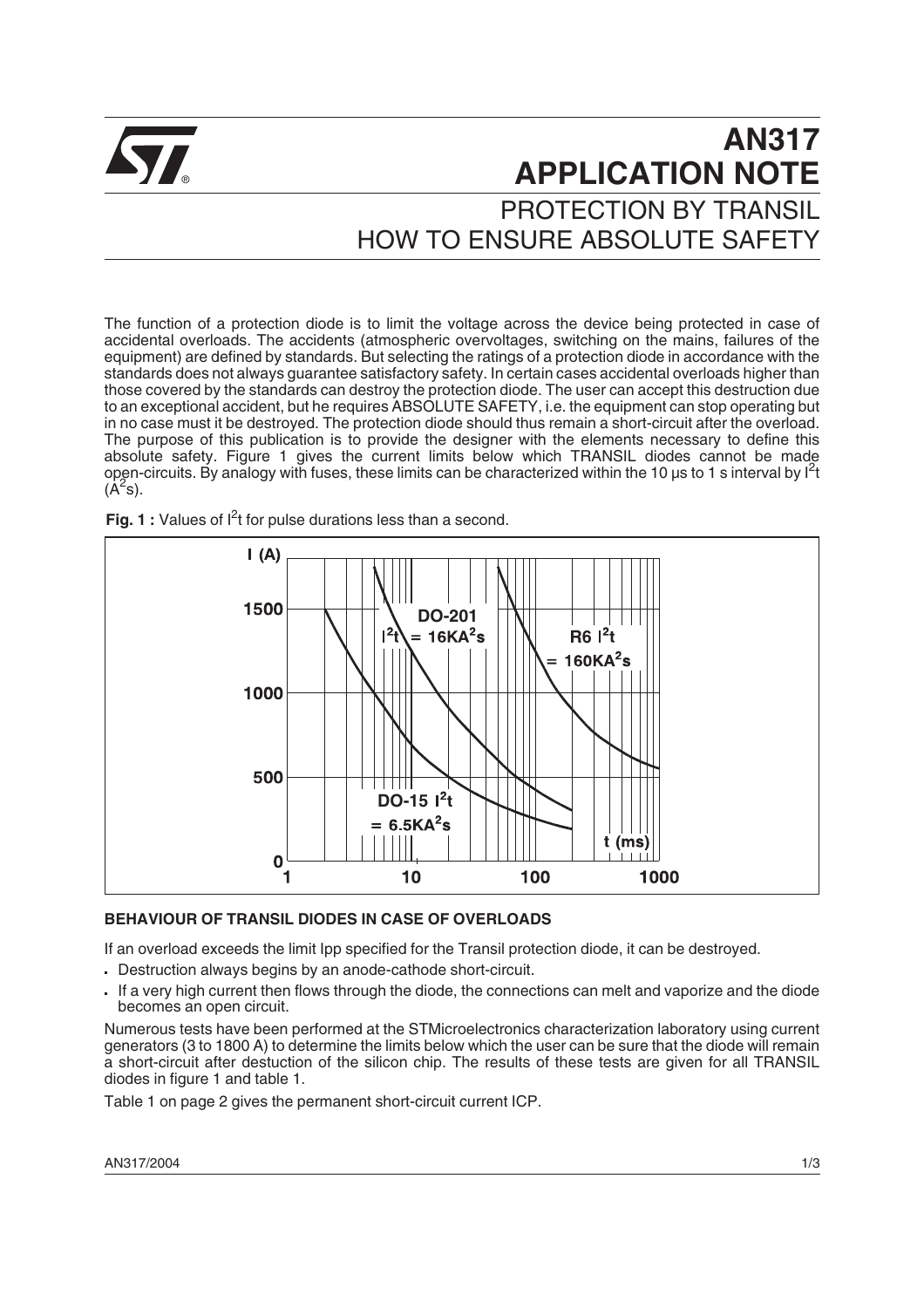# AN317 APPLICATION NOTE

## PROTECTION BY TRANSIL HOW TO ENSURE ABSOLUTE SAFETY

The function of a protection diode is to limit the voltage across the device being protected in case of accidental overloads. The accidents (atmospheric overvoltages, switching on the mains, failures of the equipment) are defined by standards. But selecting the ratings of a protection diode in accordance with the standards does not always guarantee satisfactory safety. In certain cases accidental overloads higher than those covered by the standards can destroy the protection diode. The user can accept this destruction due to an exceptional accident, but he requires ABSOLUTE SAFETY, i.e. the equipment can stop operating but in no case must it be destroyed. The protection diode should thus remain a short-circuit after the overload. The purpose of this publication is to provide the designer with the elements necessary to define this absolute safety. Figure 1 gives the current limits below which TRANSIL diodes cannot be made open-circuits. By analogy with fuses, these limits can be characterized within the 10 µs to 1 s interval by $I^2t$ ($A^2s$).

**Fig. 1 :** Values of $I^2t$ for pulse durations less than a second.

I (A)
1500
1000
500
0
1
10
100
1000
t (ms)
DO-201 $I^2t$ = 16KA$^2$s
R6 $I^2t$ = 160KA$^2$s
DO-15 $I^2t$ = 6.5KA$^2$s

### BEHAVIOUR OF TRANSIL DIODES IN CASE OF OVERLOADS

If an overload exceeds the limit Ipp specified for the Transil protection diode, it can be destroyed.

- Destruction always begins by an anode-cathode short-circuit.
- If a very high current then flows through the diode, the connections can melt and vaporize and the diode becomes an open circuit.

Numerous tests have been performed at the STMicroelectronics characterization laboratory using current generators (3 to 1800 A) to determine the limits below which the user can be sure that the diode will remain a short-circuit after destuction of the silicon chip. The results of these tests are given for all TRANSIL diodes in figure 1 and table 1.

Table 1 on page 2 gives the permanent short-circuit current ICP.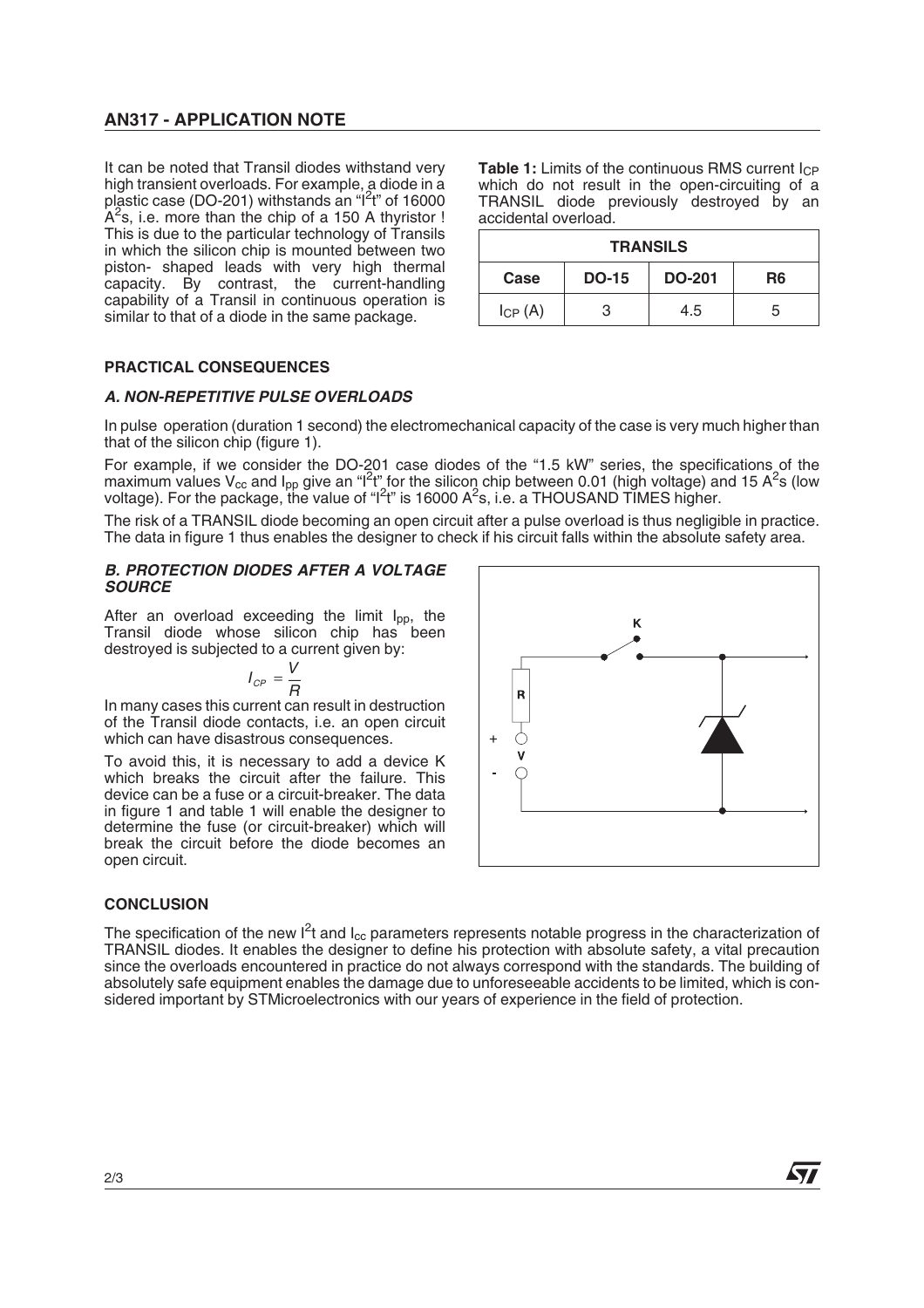It can be noted that Transil diodes withstand very high transient overloads. For example, a diode in a plastic case (DO-201) withstands an "$I^2t$" of 16000 $A^2s$, i.e. more than the chip of a 150 A thyristor ! This is due to the particular technology of Transils in which the silicon chip is mounted between two piston- shaped leads with very high thermal capacity. By contrast, the current-handling capability of a Transil in continuous operation is similar to that of a diode in the same package.

**Table 1:** Limits of the continuous RMS current $I_{CP}$ which do not result in the open-circuiting of a TRANSIL diode previously destroyed by an accidental overload.

| TRANSILS | | | |
|---|---|---|---|
| Case | DO-15 | DO-201 | R6 |
| $I_{CP}$ (A) | 3 | 4.5 | 5 |

## PRACTICAL CONSEQUENCES

### *A. NON-REPETITIVE PULSE OVERLOADS*

In pulse operation (duration 1 second) the electromechanical capacity of the case is very much higher than that of the silicon chip (figure 1).

For example, if we consider the DO-201 case diodes of the "1.5 kW" series, the specifications of the maximum values $V_{cc}$ and $I_{pp}$ give an "$I^2t$" for the silicon chip between 0.01 (high voltage) and 15 $A^2s$ (low voltage). For the package, the value of "$I^2t$" is 16000 $A^2s$, i.e. a THOUSAND TIMES higher.

The risk of a TRANSIL diode becoming an open circuit after a pulse overload is thus negligible in practice. The data in figure 1 thus enables the designer to check if his circuit falls within the absolute safety area.

### *B. PROTECTION DIODES AFTER A VOLTAGE SOURCE*

After an overload exceeding the limit $I_{pp}$, the Transil diode whose silicon chip has been destroyed is subjected to a current given by:

$$I_{CP} = \frac{V}{R}$$

In many cases this current can result in destruction of the Transil diode contacts, i.e. an open circuit which can have disastrous consequences.

To avoid this, it is necessary to add a device K which breaks the circuit after the failure. This device can be a fuse or a circuit-breaker. The data in figure 1 and table 1 will enable the designer to determine the fuse (or circuit-breaker) which will break the circuit before the diode becomes an open circuit.

K
R
+
V
-

## CONCLUSION

The specification of the new $I^2t$ and $I_{cc}$ parameters represents notable progress in the characterization of TRANSIL diodes. It enables the designer to define his protection with absolute safety, a vital precaution since the overloads encountered in practice do not always correspond with the standards. The building of absolutely safe equipment enables the damage due to unforeseeable accidents to be limited, which is considered important by STMicroelectronics with our years of experience in the field of protection.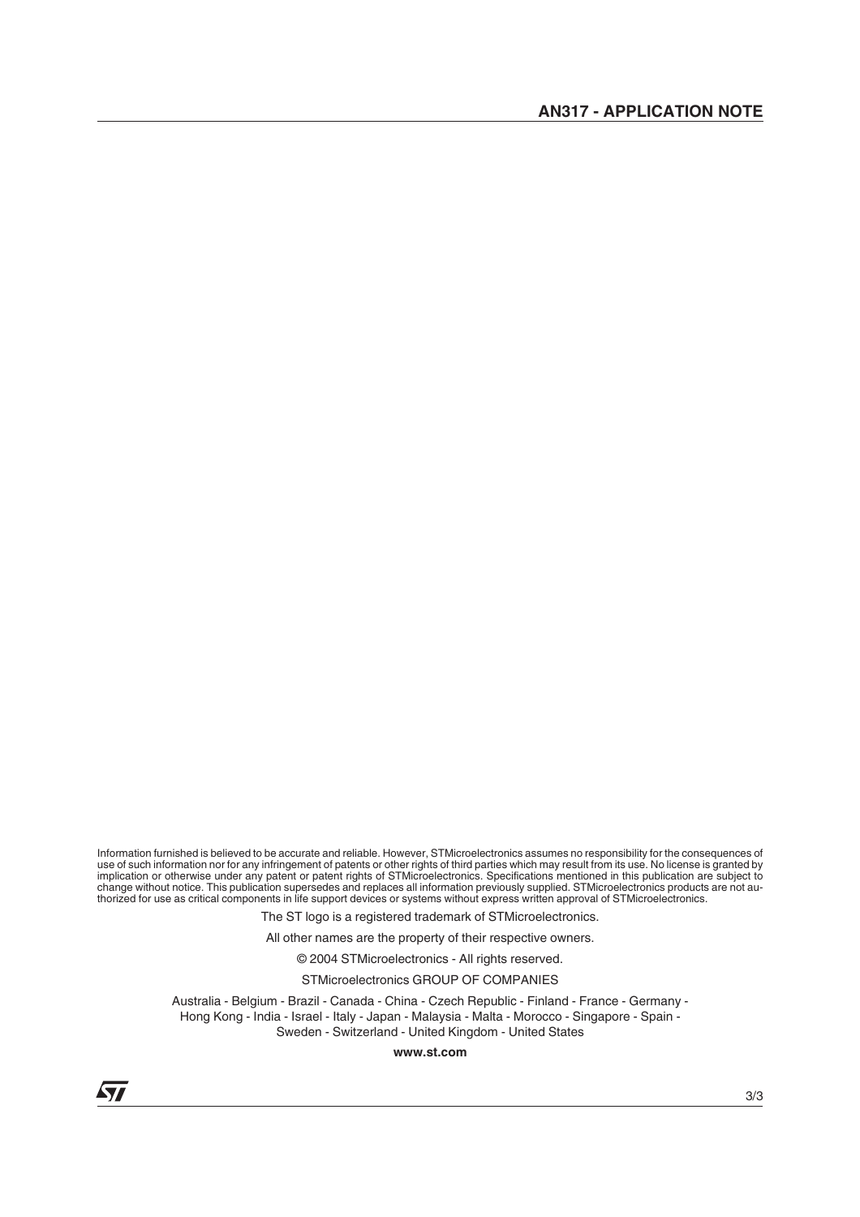Information furnished is believed to be accurate and reliable. However, STMicroelectronics assumes no responsibility for the consequences of use of such information nor for any infringement of patents or other rights of third parties which may result from its use. No license is granted by implication or otherwise under any patent or patent rights of STMicroelectronics. Specifications mentioned in this publication are subject to change without notice. This publication supersedes and replaces all information previously supplied. STMicroelectronics products are not authorized for use as critical components in life support devices or systems without express written approval of STMicroelectronics.

The ST logo is a registered trademark of STMicroelectronics.

All other names are the property of their respective owners.

© 2004 STMicroelectronics - All rights reserved.

STMicroelectronics GROUP OF COMPANIES

Australia - Belgium - Brazil - Canada - China - Czech Republic - Finland - France - Germany - Hong Kong - India - Israel - Italy - Japan - Malaysia - Malta - Morocco - Singapore - Spain - Sweden - Switzerland - United Kingdom - United States

**www.st.com**